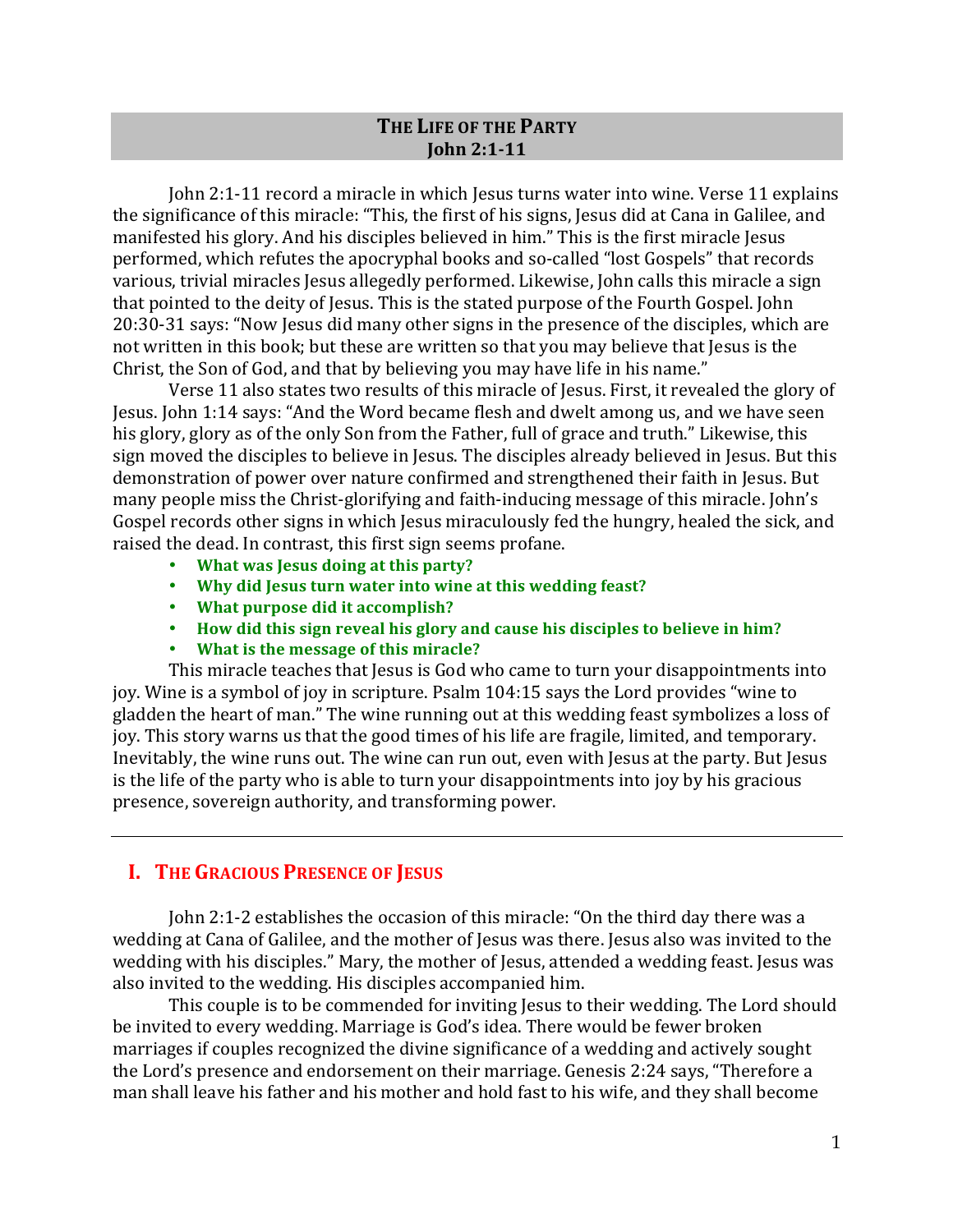# THE LIFE OF THE PARTY
## John 2:1-11

John 2:1-11 record a miracle in which Jesus turns water into wine. Verse 11 explains the significance of this miracle: "This, the first of his signs, Jesus did at Cana in Galilee, and manifested his glory. And his disciples believed in him." This is the first miracle Jesus performed, which refutes the apocryphal books and so-called "lost Gospels" that records various, trivial miracles Jesus allegedly performed. Likewise, John calls this miracle a sign that pointed to the deity of Jesus. This is the stated purpose of the Fourth Gospel. John 20:30-31 says: "Now Jesus did many other signs in the presence of the disciples, which are not written in this book; but these are written so that you may believe that Jesus is the Christ, the Son of God, and that by believing you may have life in his name."

Verse 11 also states two results of this miracle of Jesus. First, it revealed the glory of Jesus. John 1:14 says: "And the Word became flesh and dwelt among us, and we have seen his glory, glory as of the only Son from the Father, full of grace and truth." Likewise, this sign moved the disciples to believe in Jesus. The disciples already believed in Jesus. But this demonstration of power over nature confirmed and strengthened their faith in Jesus. But many people miss the Christ-glorifying and faith-inducing message of this miracle. John's Gospel records other signs in which Jesus miraculously fed the hungry, healed the sick, and raised the dead. In contrast, this first sign seems profane.

- **What was Jesus doing at this party?**
- **Why did Jesus turn water into wine at this wedding feast?**
- **What purpose did it accomplish?**
- **How did this sign reveal his glory and cause his disciples to believe in him?**
- **What is the message of this miracle?**

This miracle teaches that Jesus is God who came to turn your disappointments into joy. Wine is a symbol of joy in scripture. Psalm 104:15 says the Lord provides "wine to gladden the heart of man." The wine running out at this wedding feast symbolizes a loss of joy. This story warns us that the good times of his life are fragile, limited, and temporary. Inevitably, the wine runs out. The wine can run out, even with Jesus at the party. But Jesus is the life of the party who is able to turn your disappointments into joy by his gracious presence, sovereign authority, and transforming power.

---

## I. THE GRACIOUS PRESENCE OF JESUS

John 2:1-2 establishes the occasion of this miracle: "On the third day there was a wedding at Cana of Galilee, and the mother of Jesus was there. Jesus also was invited to the wedding with his disciples." Mary, the mother of Jesus, attended a wedding feast. Jesus was also invited to the wedding. His disciples accompanied him.

This couple is to be commended for inviting Jesus to their wedding. The Lord should be invited to every wedding. Marriage is God's idea. There would be fewer broken marriages if couples recognized the divine significance of a wedding and actively sought the Lord's presence and endorsement on their marriage. Genesis 2:24 says, "Therefore a man shall leave his father and his mother and hold fast to his wife, and they shall become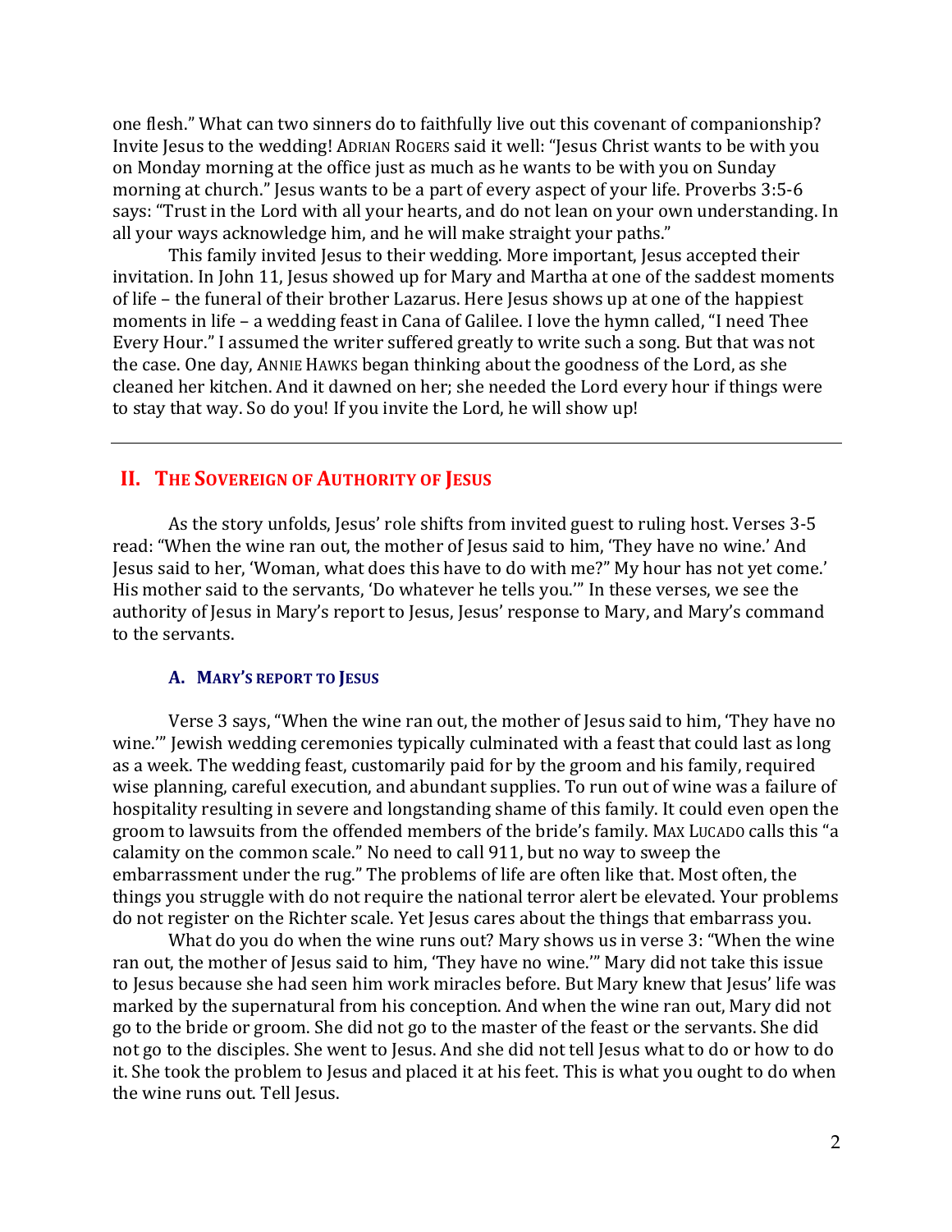one flesh." What can two sinners do to faithfully live out this covenant of companionship? Invite Jesus to the wedding! ADRIAN ROGERS said it well: "Jesus Christ wants to be with you on Monday morning at the office just as much as he wants to be with you on Sunday morning at church." Jesus wants to be a part of every aspect of your life. Proverbs 3:5-6 says: "Trust in the Lord with all your hearts, and do not lean on your own understanding. In all your ways acknowledge him, and he will make straight your paths."

This family invited Jesus to their wedding. More important, Jesus accepted their invitation. In John 11, Jesus showed up for Mary and Martha at one of the saddest moments of life – the funeral of their brother Lazarus. Here Jesus shows up at one of the happiest moments in life – a wedding feast in Cana of Galilee. I love the hymn called, "I need Thee Every Hour." I assumed the writer suffered greatly to write such a song. But that was not the case. One day, ANNIE HAWKS began thinking about the goodness of the Lord, as she cleaned her kitchen. And it dawned on her; she needed the Lord every hour if things were to stay that way. So do you! If you invite the Lord, he will show up!

---

## II. THE SOVEREIGN OF AUTHORITY OF JESUS

As the story unfolds, Jesus' role shifts from invited guest to ruling host. Verses 3-5 read: "When the wine ran out, the mother of Jesus said to him, 'They have no wine.' And Jesus said to her, 'Woman, what does this have to do with me?" My hour has not yet come.' His mother said to the servants, 'Do whatever he tells you.'" In these verses, we see the authority of Jesus in Mary's report to Jesus, Jesus' response to Mary, and Mary's command to the servants.

### A. MARY'S REPORT TO JESUS

Verse 3 says, "When the wine ran out, the mother of Jesus said to him, 'They have no wine.'" Jewish wedding ceremonies typically culminated with a feast that could last as long as a week. The wedding feast, customarily paid for by the groom and his family, required wise planning, careful execution, and abundant supplies. To run out of wine was a failure of hospitality resulting in severe and longstanding shame of this family. It could even open the groom to lawsuits from the offended members of the bride's family. MAX LUCADO calls this "a calamity on the common scale." No need to call 911, but no way to sweep the embarrassment under the rug." The problems of life are often like that. Most often, the things you struggle with do not require the national terror alert be elevated. Your problems do not register on the Richter scale. Yet Jesus cares about the things that embarrass you.

What do you do when the wine runs out? Mary shows us in verse 3: "When the wine ran out, the mother of Jesus said to him, 'They have no wine.'" Mary did not take this issue to Jesus because she had seen him work miracles before. But Mary knew that Jesus' life was marked by the supernatural from his conception. And when the wine ran out, Mary did not go to the bride or groom. She did not go to the master of the feast or the servants. She did not go to the disciples. She went to Jesus. And she did not tell Jesus what to do or how to do it. She took the problem to Jesus and placed it at his feet. This is what you ought to do when the wine runs out. Tell Jesus.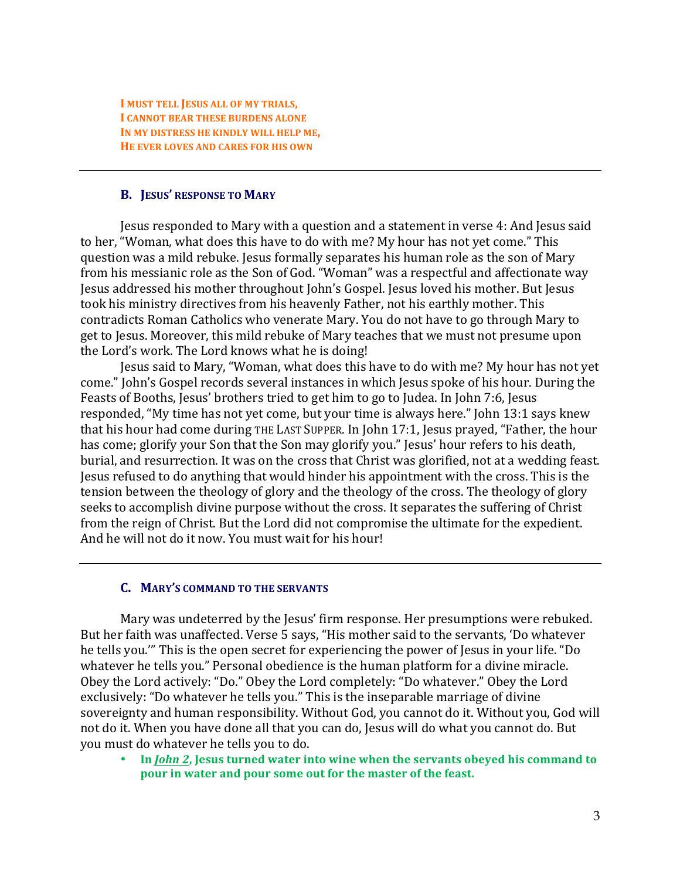**I MUST TELL JESUS ALL OF MY TRIALS,**
**I CANNOT BEAR THESE BURDENS ALONE**
**IN MY DISTRESS HE KINDLY WILL HELP ME,**
**HE EVER LOVES AND CARES FOR HIS OWN**

---

### B. JESUS' RESPONSE TO MARY

Jesus responded to Mary with a question and a statement in verse 4: And Jesus said to her, "Woman, what does this have to do with me? My hour has not yet come." This question was a mild rebuke. Jesus formally separates his human role as the son of Mary from his messianic role as the Son of God. "Woman" was a respectful and affectionate way Jesus addressed his mother throughout John's Gospel. Jesus loved his mother. But Jesus took his ministry directives from his heavenly Father, not his earthly mother. This contradicts Roman Catholics who venerate Mary. You do not have to go through Mary to get to Jesus. Moreover, this mild rebuke of Mary teaches that we must not presume upon the Lord's work. The Lord knows what he is doing!

Jesus said to Mary, "Woman, what does this have to do with me? My hour has not yet come." John's Gospel records several instances in which Jesus spoke of his hour. During the Feasts of Booths, Jesus' brothers tried to get him to go to Judea. In John 7:6, Jesus responded, "My time has not yet come, but your time is always here." John 13:1 says knew that his hour had come during THE LAST SUPPER. In John 17:1, Jesus prayed, "Father, the hour has come; glorify your Son that the Son may glorify you." Jesus' hour refers to his death, burial, and resurrection. It was on the cross that Christ was glorified, not at a wedding feast. Jesus refused to do anything that would hinder his appointment with the cross. This is the tension between the theology of glory and the theology of the cross. The theology of glory seeks to accomplish divine purpose without the cross. It separates the suffering of Christ from the reign of Christ. But the Lord did not compromise the ultimate for the expedient. And he will not do it now. You must wait for his hour!

---

### C. MARY'S COMMAND TO THE SERVANTS

Mary was undeterred by the Jesus' firm response. Her presumptions were rebuked. But her faith was unaffected. Verse 5 says, "His mother said to the servants, 'Do whatever he tells you.'" This is the open secret for experiencing the power of Jesus in your life. "Do whatever he tells you." Personal obedience is the human platform for a divine miracle. Obey the Lord actively: "Do." Obey the Lord completely: "Do whatever." Obey the Lord exclusively: "Do whatever he tells you." This is the inseparable marriage of divine sovereignty and human responsibility. Without God, you cannot do it. Without you, God will not do it. When you have done all that you can do, Jesus will do what you cannot do. But you must do whatever he tells you to do.

- **In *John 2*, Jesus turned water into wine when the servants obeyed his command to pour in water and pour some out for the master of the feast.**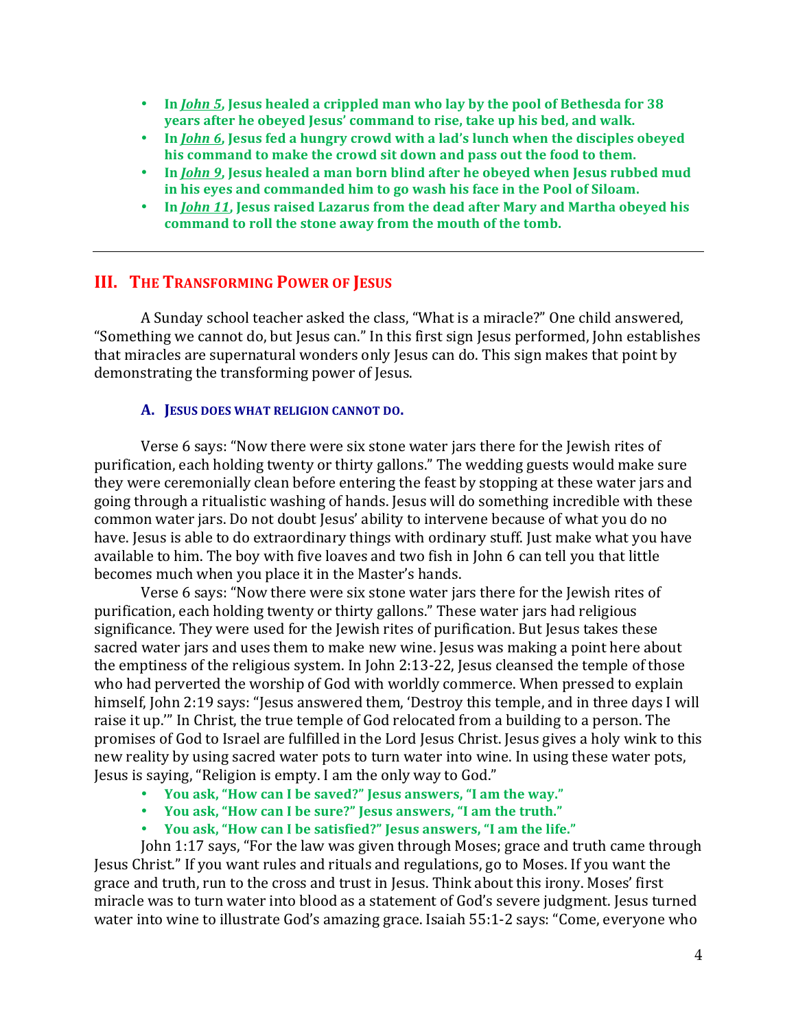- **In *John 5*, Jesus healed a crippled man who lay by the pool of Bethesda for 38 years after he obeyed Jesus' command to rise, take up his bed, and walk.**
- **In *John 6*, Jesus fed a hungry crowd with a lad's lunch when the disciples obeyed his command to make the crowd sit down and pass out the food to them.**
- **In *John 9*, Jesus healed a man born blind after he obeyed when Jesus rubbed mud in his eyes and commanded him to go wash his face in the Pool of Siloam.**
- **In *John 11*, Jesus raised Lazarus from the dead after Mary and Martha obeyed his command to roll the stone away from the mouth of the tomb.**

---

## III. The Transforming Power of Jesus

A Sunday school teacher asked the class, "What is a miracle?" One child answered, "Something we cannot do, but Jesus can." In this first sign Jesus performed, John establishes that miracles are supernatural wonders only Jesus can do. This sign makes that point by demonstrating the transforming power of Jesus.

### A. Jesus does what religion cannot do.

Verse 6 says: "Now there were six stone water jars there for the Jewish rites of purification, each holding twenty or thirty gallons." The wedding guests would make sure they were ceremonially clean before entering the feast by stopping at these water jars and going through a ritualistic washing of hands. Jesus will do something incredible with these common water jars. Do not doubt Jesus' ability to intervene because of what you do no have. Jesus is able to do extraordinary things with ordinary stuff. Just make what you have available to him. The boy with five loaves and two fish in John 6 can tell you that little becomes much when you place it in the Master's hands.

Verse 6 says: "Now there were six stone water jars there for the Jewish rites of purification, each holding twenty or thirty gallons." These water jars had religious significance. They were used for the Jewish rites of purification. But Jesus takes these sacred water jars and uses them to make new wine. Jesus was making a point here about the emptiness of the religious system. In John 2:13-22, Jesus cleansed the temple of those who had perverted the worship of God with worldly commerce. When pressed to explain himself, John 2:19 says: "Jesus answered them, 'Destroy this temple, and in three days I will raise it up.'" In Christ, the true temple of God relocated from a building to a person. The promises of God to Israel are fulfilled in the Lord Jesus Christ. Jesus gives a holy wink to this new reality by using sacred water pots to turn water into wine. In using these water pots, Jesus is saying, "Religion is empty. I am the only way to God."

- **You ask, "How can I be saved?" Jesus answers, "I am the way."**
- **You ask, "How can I be sure?" Jesus answers, "I am the truth."**
- **You ask, "How can I be satisfied?" Jesus answers, "I am the life."**

John 1:17 says, "For the law was given through Moses; grace and truth came through Jesus Christ." If you want rules and rituals and regulations, go to Moses. If you want the grace and truth, run to the cross and trust in Jesus. Think about this irony. Moses' first miracle was to turn water into blood as a statement of God's severe judgment. Jesus turned water into wine to illustrate God's amazing grace. Isaiah 55:1-2 says: "Come, everyone who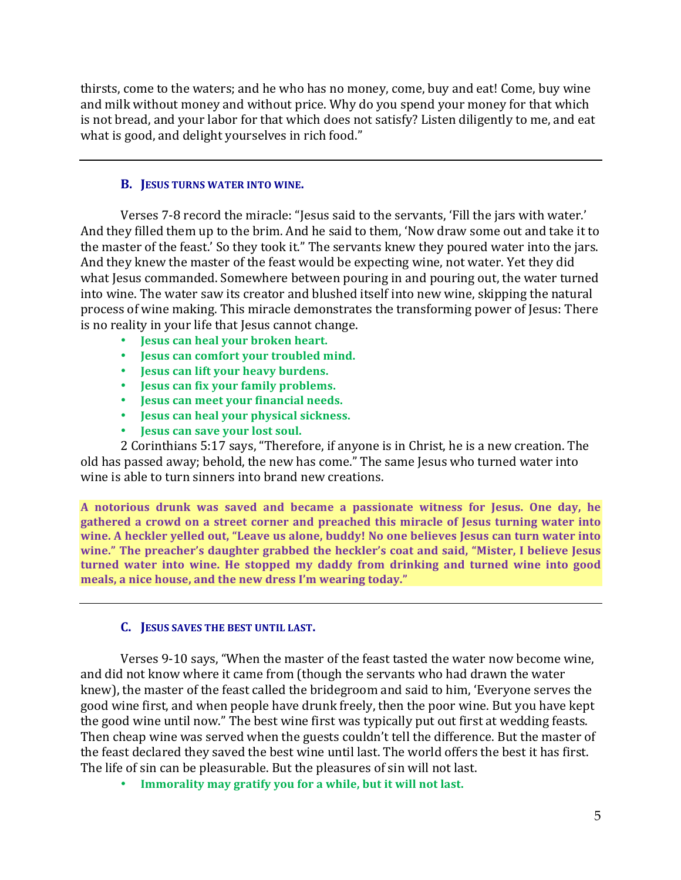thirsts, come to the waters; and he who has no money, come, buy and eat! Come, buy wine and milk without money and without price. Why do you spend your money for that which is not bread, and your labor for that which does not satisfy? Listen diligently to me, and eat what is good, and delight yourselves in rich food."

---

### B. JESUS TURNS WATER INTO WINE.

Verses 7-8 record the miracle: "Jesus said to the servants, 'Fill the jars with water.' And they filled them up to the brim. And he said to them, 'Now draw some out and take it to the master of the feast.' So they took it." The servants knew they poured water into the jars. And they knew the master of the feast would be expecting wine, not water. Yet they did what Jesus commanded. Somewhere between pouring in and pouring out, the water turned into wine. The water saw its creator and blushed itself into new wine, skipping the natural process of wine making. This miracle demonstrates the transforming power of Jesus: There is no reality in your life that Jesus cannot change.

- **Jesus can heal your broken heart.**
- **Jesus can comfort your troubled mind.**
- **Jesus can lift your heavy burdens.**
- **Jesus can fix your family problems.**
- **Jesus can meet your financial needs.**
- **Jesus can heal your physical sickness.**
- **Jesus can save your lost soul.**

2 Corinthians 5:17 says, "Therefore, if anyone is in Christ, he is a new creation. The old has passed away; behold, the new has come." The same Jesus who turned water into wine is able to turn sinners into brand new creations.

**A notorious drunk was saved and became a passionate witness for Jesus. One day, he gathered a crowd on a street corner and preached this miracle of Jesus turning water into wine. A heckler yelled out, "Leave us alone, buddy! No one believes Jesus can turn water into wine." The preacher's daughter grabbed the heckler's coat and said, "Mister, I believe Jesus turned water into wine. He stopped my daddy from drinking and turned wine into good meals, a nice house, and the new dress I'm wearing today."**

---

### C. JESUS SAVES THE BEST UNTIL LAST.

Verses 9-10 says, "When the master of the feast tasted the water now become wine, and did not know where it came from (though the servants who had drawn the water knew), the master of the feast called the bridegroom and said to him, 'Everyone serves the good wine first, and when people have drunk freely, then the poor wine. But you have kept the good wine until now." The best wine first was typically put out first at wedding feasts. Then cheap wine was served when the guests couldn't tell the difference. But the master of the feast declared they saved the best wine until last. The world offers the best it has first. The life of sin can be pleasurable. But the pleasures of sin will not last.

- **Immorality may gratify you for a while, but it will not last.**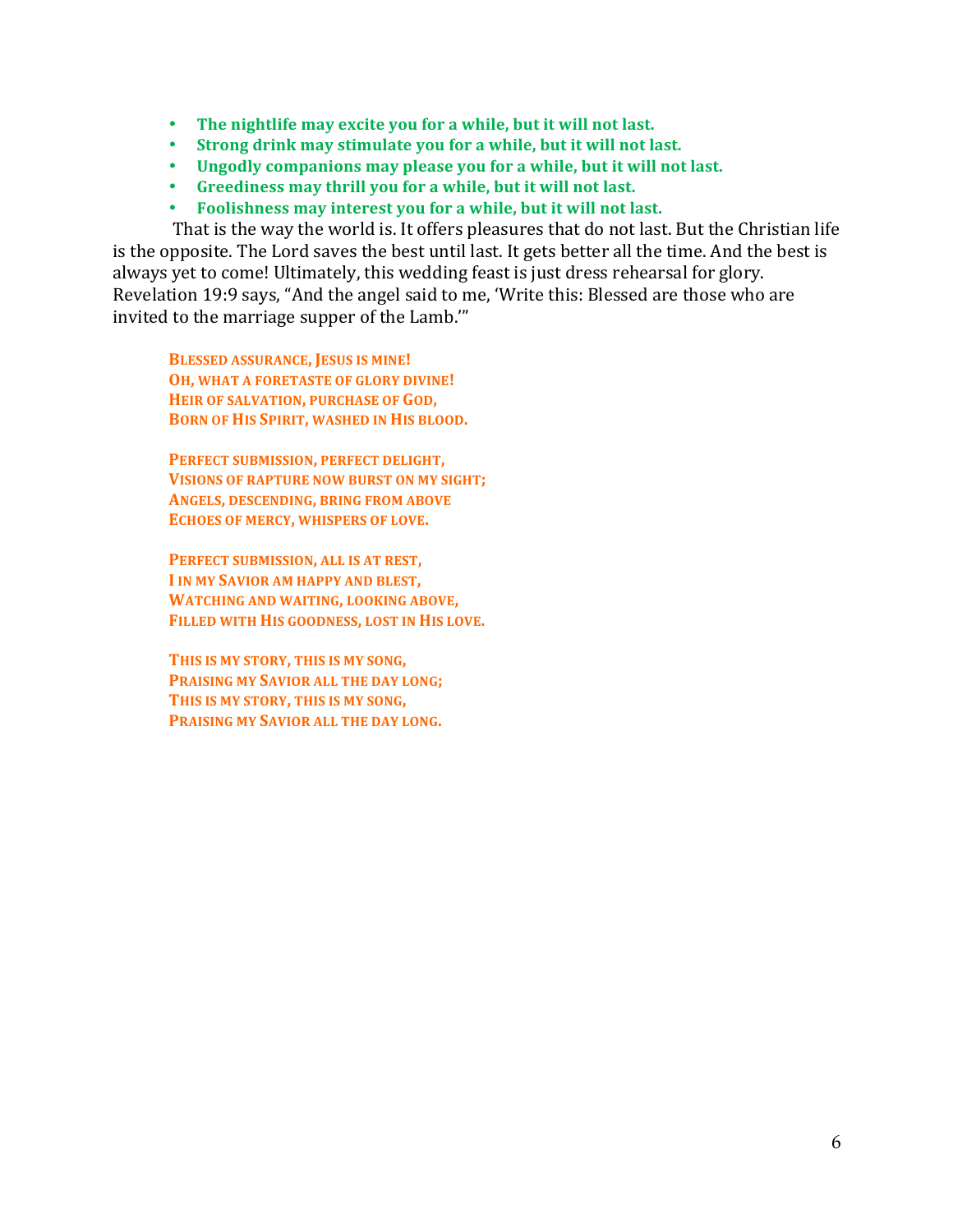- **The nightlife may excite you for a while, but it will not last.**
- **Strong drink may stimulate you for a while, but it will not last.**
- **Ungodly companions may please you for a while, but it will not last.**
- **Greediness may thrill you for a while, but it will not last.**
- **Foolishness may interest you for a while, but it will not last.**

That is the way the world is. It offers pleasures that do not last. But the Christian life is the opposite. The Lord saves the best until last. It gets better all the time. And the best is always yet to come! Ultimately, this wedding feast is just dress rehearsal for glory. Revelation 19:9 says, "And the angel said to me, 'Write this: Blessed are those who are invited to the marriage supper of the Lamb.'"

**BLESSED ASSURANCE, JESUS IS MINE!**
**OH, WHAT A FORETASTE OF GLORY DIVINE!**
**HEIR OF SALVATION, PURCHASE OF GOD,**
**BORN OF HIS SPIRIT, WASHED IN HIS BLOOD.**

**PERFECT SUBMISSION, PERFECT DELIGHT,**
**VISIONS OF RAPTURE NOW BURST ON MY SIGHT;**
**ANGELS, DESCENDING, BRING FROM ABOVE**
**ECHOES OF MERCY, WHISPERS OF LOVE.**

**PERFECT SUBMISSION, ALL IS AT REST,**
**I IN MY SAVIOR AM HAPPY AND BLEST,**
**WATCHING AND WAITING, LOOKING ABOVE,**
**FILLED WITH HIS GOODNESS, LOST IN HIS LOVE.**

**THIS IS MY STORY, THIS IS MY SONG,**
**PRAISING MY SAVIOR ALL THE DAY LONG;**
**THIS IS MY STORY, THIS IS MY SONG,**
**PRAISING MY SAVIOR ALL THE DAY LONG.**